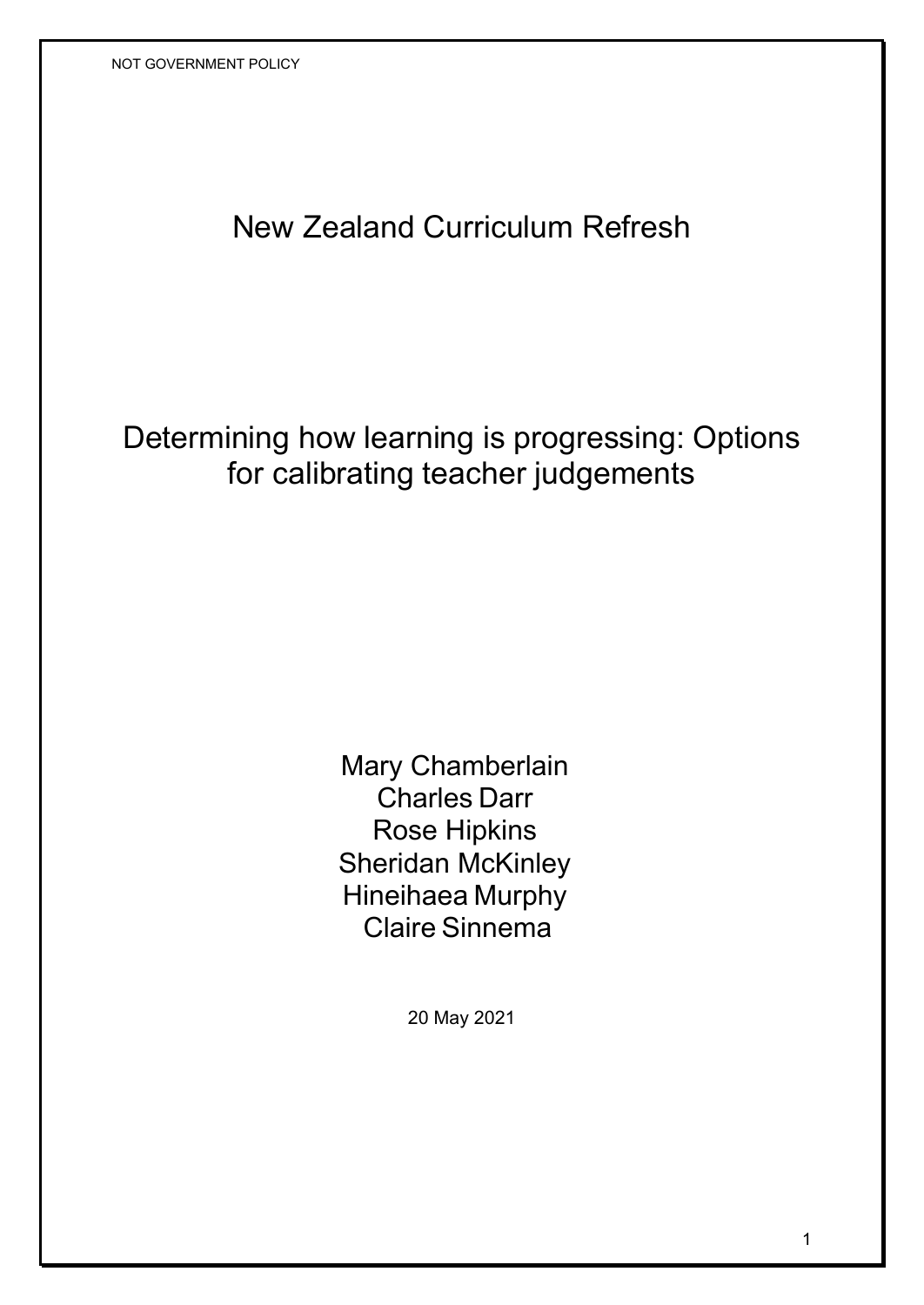NOT GOVERNMENT POLICY

# New Zealand Curriculum Refresh

## Determining how learning is progressing: Options for calibrating teacher judgements

Mary Chamberlain
Charles Darr
Rose Hipkins
Sheridan McKinley
Hineihaea Murphy
Claire Sinnema

20 May 2021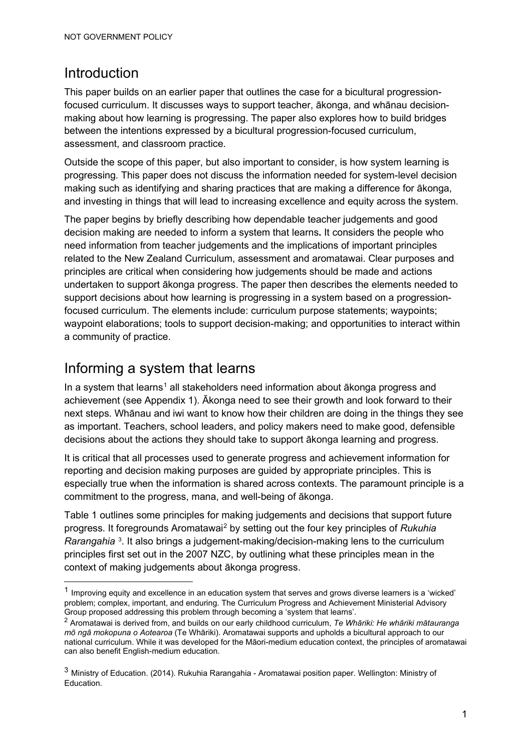## Introduction

This paper builds on an earlier paper that outlines the case for a bicultural progression-focused curriculum. It discusses ways to support teacher, ākonga, and whānau decision-making about how learning is progressing. The paper also explores how to build bridges between the intentions expressed by a bicultural progression-focused curriculum, assessment, and classroom practice.

Outside the scope of this paper, but also important to consider, is how system learning is progressing. This paper does not discuss the information needed for system-level decision making such as identifying and sharing practices that are making a difference for ākonga, and investing in things that will lead to increasing excellence and equity across the system.

The paper begins by briefly describing how dependable teacher judgements and good decision making are needed to inform a system that learns**.** It considers the people who need information from teacher judgements and the implications of important principles related to the New Zealand Curriculum, assessment and aromatawai. Clear purposes and principles are critical when considering how judgements should be made and actions undertaken to support ākonga progress. The paper then describes the elements needed to support decisions about how learning is progressing in a system based on a progression-focused curriculum. The elements include: curriculum purpose statements; waypoints; waypoint elaborations; tools to support decision-making; and opportunities to interact within a community of practice.

## Informing a system that learns

In a system that learns[1] all stakeholders need information about ākonga progress and achievement (see Appendix 1). Ākonga need to see their growth and look forward to their next steps. Whānau and iwi want to know how their children are doing in the things they see as important. Teachers, school leaders, and policy makers need to make good, defensible decisions about the actions they should take to support ākonga learning and progress.

It is critical that all processes used to generate progress and achievement information for reporting and decision making purposes are guided by appropriate principles. This is especially true when the information is shared across contexts. The paramount principle is a commitment to the progress, mana, and well-being of ākonga.

Table 1 outlines some principles for making judgements and decisions that support future progress. It foregrounds Aromatawai[2] by setting out the four key principles of *Rukuhia Rarangahia* [3]. It also brings a judgement-making/decision-making lens to the curriculum principles first set out in the 2007 NZC, by outlining what these principles mean in the context of making judgements about ākonga progress.

---

[1] Improving equity and excellence in an education system that serves and grows diverse learners is a 'wicked' problem; complex, important, and enduring. The Curriculum Progress and Achievement Ministerial Advisory Group proposed addressing this problem through becoming a 'system that learns'.

[2] Aromatawai is derived from, and builds on our early childhood curriculum, *Te Whāriki: He whāriki mātauranga mō ngā mokopuna o Aotearoa* (Te Whāriki). Aromatawai supports and upholds a bicultural approach to our national curriculum. While it was developed for the Māori-medium education context, the principles of aromatawai can also benefit English-medium education.

[3] Ministry of Education. (2014). Rukuhia Rarangahia - Aromatawai position paper. Wellington: Ministry of Education.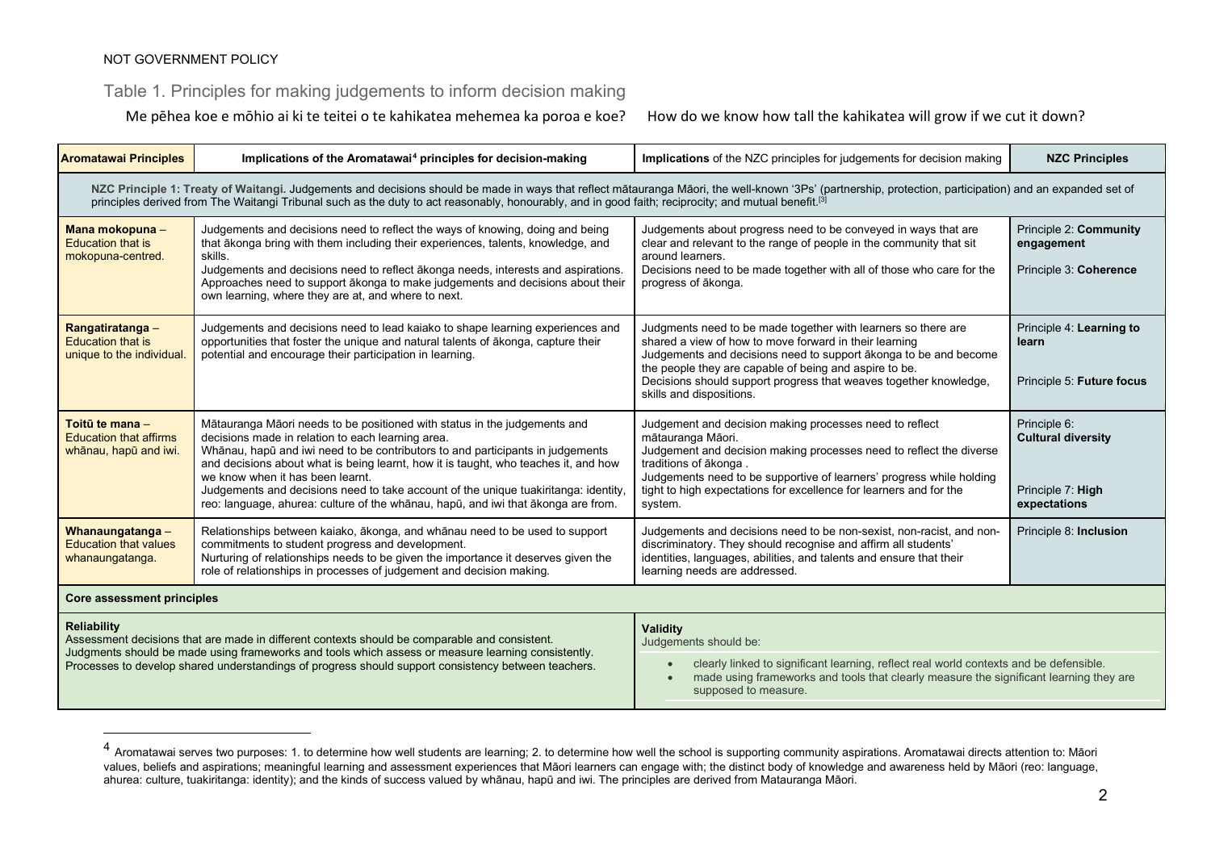NOT GOVERNMENT POLICY

## Table 1. Principles for making judgements to inform decision making

Me pēhea koe e mōhio ai ki te teitei o te kahikatea mehemea ka poroa e koe?     How do we know how tall the kahikatea will grow if we cut it down?

| Aromatawai Principles | Implications of the Aromatawai[4] principles for decision-making | Implications of the NZC principles for judgements for decision making | NZC Principles |
|---|---|---|---|
| **NZC Principle 1: Treaty of Waitangi.** Judgements and decisions should be made in ways that reflect mātauranga Māori, the well-known '3Ps' (partnership, protection, participation) and an expanded set of principles derived from The Waitangi Tribunal such as the duty to act reasonably, honourably, and in good faith; reciprocity; and mutual benefit.[3] | | | |
| **Mana mokopuna** – Education that is mokopuna-centred. | Judgements and decisions need to reflect the ways of knowing, doing and being that ākonga bring with them including their experiences, talents, knowledge, and skills.<br>Judgements and decisions need to reflect ākonga needs, interests and aspirations. Approaches need to support ākonga to make judgements and decisions about their own learning, where they are at, and where to next. | Judgements about progress need to be conveyed in ways that are clear and relevant to the range of people in the community that sit around learners.<br>Decisions need to be made together with all of those who care for the progress of ākonga. | Principle 2: **Community engagement**<br><br>Principle 3: **Coherence** |
| **Rangatiratanga** – Education that is unique to the individual. | Judgements and decisions need to lead kaiako to shape learning experiences and opportunities that foster the unique and natural talents of ākonga, capture their potential and encourage their participation in learning. | Judgments need to be made together with learners so there are shared a view of how to move forward in their learning<br>Judgements and decisions need to support ākonga to be and become the people they are capable of being and aspire to be.<br>Decisions should support progress that weaves together knowledge, skills and dispositions. | Principle 4: **Learning to learn**<br><br>Principle 5: **Future focus** |
| **Toitū te mana** – Education that affirms whānau, hapū and iwi. | Mātauranga Māori needs to be positioned with status in the judgements and decisions made in relation to each learning area.<br>Whānau, hapū and iwi need to be contributors to and participants in judgements and decisions about what is being learnt, how it is taught, who teaches it, and how we know when it has been learnt.<br>Judgements and decisions need to take account of the unique tuakiritanga: identity, reo: language, ahurea: culture of the whānau, hapū, and iwi that ākonga are from. | Judgement and decision making processes need to reflect mātauranga Māori.<br>Judgement and decision making processes need to reflect the diverse traditions of ākonga .<br>Judgements need to be supportive of learners' progress while holding tight to high expectations for excellence for learners and for the system. | Principle 6: **Cultural diversity**<br><br>Principle 7: **High expectations** |
| **Whanaungatanga** – Education that values whanaungatanga. | Relationships between kaiako, ākonga, and whānau need to be used to support commitments to student progress and development.<br>Nurturing of relationships needs to be given the importance it deserves given the role of relationships in processes of judgement and decision making. | Judgements and decisions need to be non-sexist, non-racist, and non-discriminatory. They should recognise and affirm all students' identities, languages, abilities, and talents and ensure that their learning needs are addressed. | Principle 8: **Inclusion** |
| **Core assessment principles** | | | |
| **Reliability**<br>Assessment decisions that are made in different contexts should be comparable and consistent.<br>Judgments should be made using frameworks and tools which assess or measure learning consistently.<br>Processes to develop shared understandings of progress should support consistency between teachers. | | **Validity**<br>Judgements should be:<br>• clearly linked to significant learning, reflect real world contexts and be defensible.<br>• made using frameworks and tools that clearly measure the significant learning they are supposed to measure. | |

[4] Aromatawai serves two purposes: 1. to determine how well students are learning; 2. to determine how well the school is supporting community aspirations. Aromatawai directs attention to: Māori values, beliefs and aspirations; meaningful learning and assessment experiences that Māori learners can engage with; the distinct body of knowledge and awareness held by Māori (reo: language, ahurea: culture, tuakiritanga: identity); and the kinds of success valued by whānau, hapū and iwi. The principles are derived from Matauranga Māori.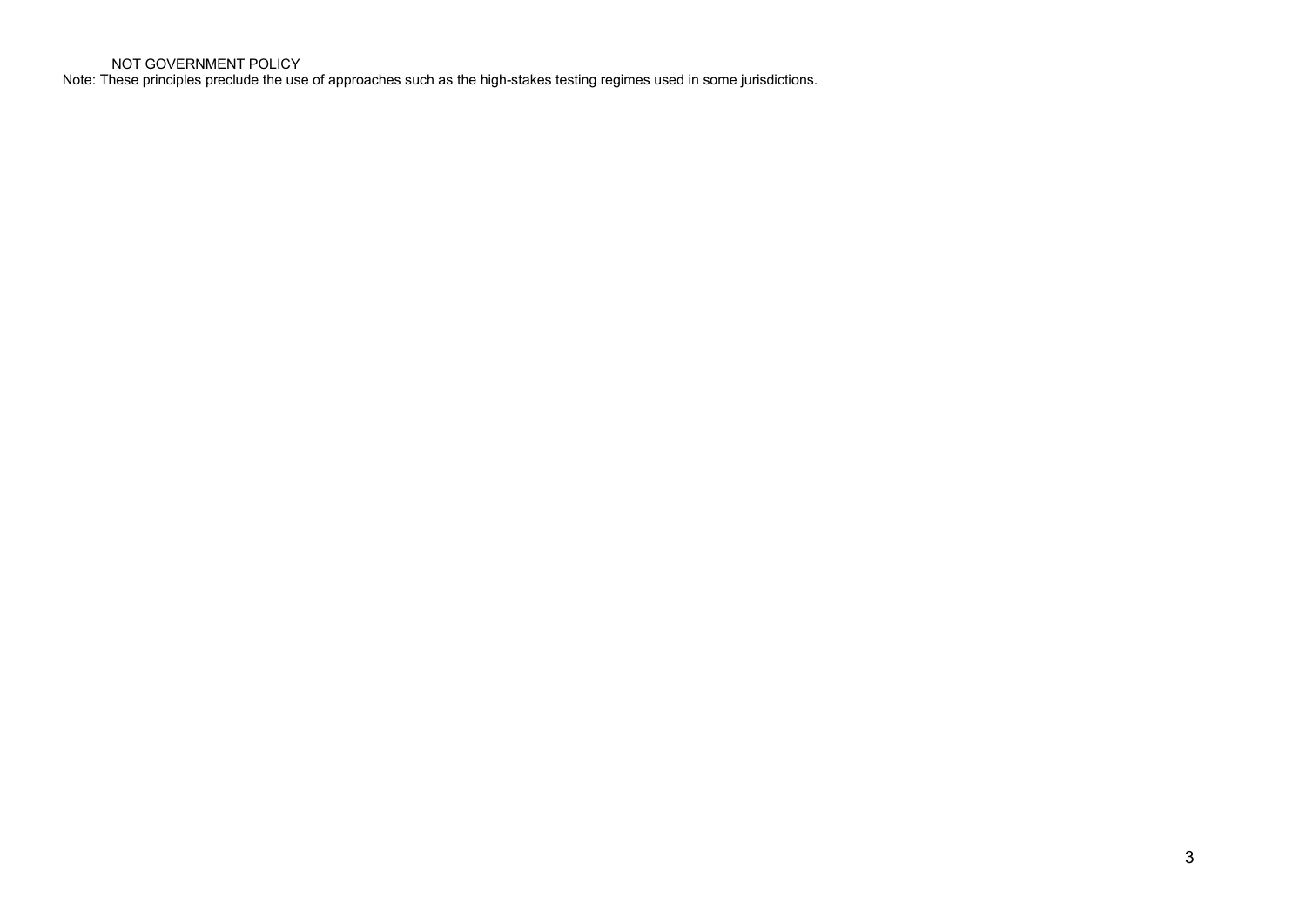Note: These principles preclude the use of approaches such as the high-stakes testing regimes used in some jurisdictions.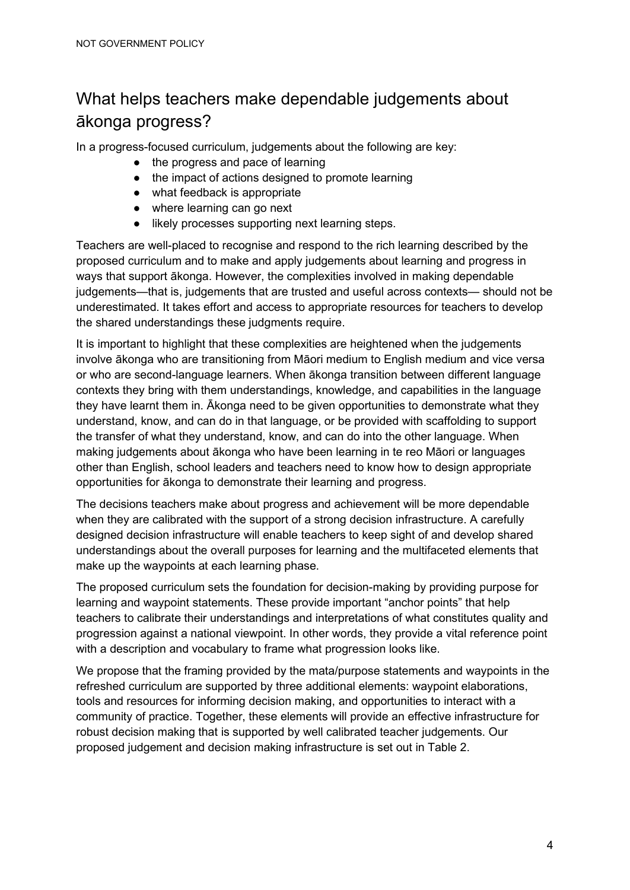## What helps teachers make dependable judgements about ākonga progress?

In a progress-focused curriculum, judgements about the following are key:

- the progress and pace of learning
- the impact of actions designed to promote learning
- what feedback is appropriate
- where learning can go next
- likely processes supporting next learning steps.

Teachers are well-placed to recognise and respond to the rich learning described by the proposed curriculum and to make and apply judgements about learning and progress in ways that support ākonga. However, the complexities involved in making dependable judgements—that is, judgements that are trusted and useful across contexts— should not be underestimated. It takes effort and access to appropriate resources for teachers to develop the shared understandings these judgments require.

It is important to highlight that these complexities are heightened when the judgements involve ākonga who are transitioning from Māori medium to English medium and vice versa or who are second-language learners. When ākonga transition between different language contexts they bring with them understandings, knowledge, and capabilities in the language they have learnt them in. Ākonga need to be given opportunities to demonstrate what they understand, know, and can do in that language, or be provided with scaffolding to support the transfer of what they understand, know, and can do into the other language. When making judgements about ākonga who have been learning in te reo Māori or languages other than English, school leaders and teachers need to know how to design appropriate opportunities for ākonga to demonstrate their learning and progress.

The decisions teachers make about progress and achievement will be more dependable when they are calibrated with the support of a strong decision infrastructure. A carefully designed decision infrastructure will enable teachers to keep sight of and develop shared understandings about the overall purposes for learning and the multifaceted elements that make up the waypoints at each learning phase.

The proposed curriculum sets the foundation for decision-making by providing purpose for learning and waypoint statements. These provide important "anchor points" that help teachers to calibrate their understandings and interpretations of what constitutes quality and progression against a national viewpoint. In other words, they provide a vital reference point with a description and vocabulary to frame what progression looks like.

We propose that the framing provided by the mata/purpose statements and waypoints in the refreshed curriculum are supported by three additional elements: waypoint elaborations, tools and resources for informing decision making, and opportunities to interact with a community of practice. Together, these elements will provide an effective infrastructure for robust decision making that is supported by well calibrated teacher judgements. Our proposed judgement and decision making infrastructure is set out in Table 2.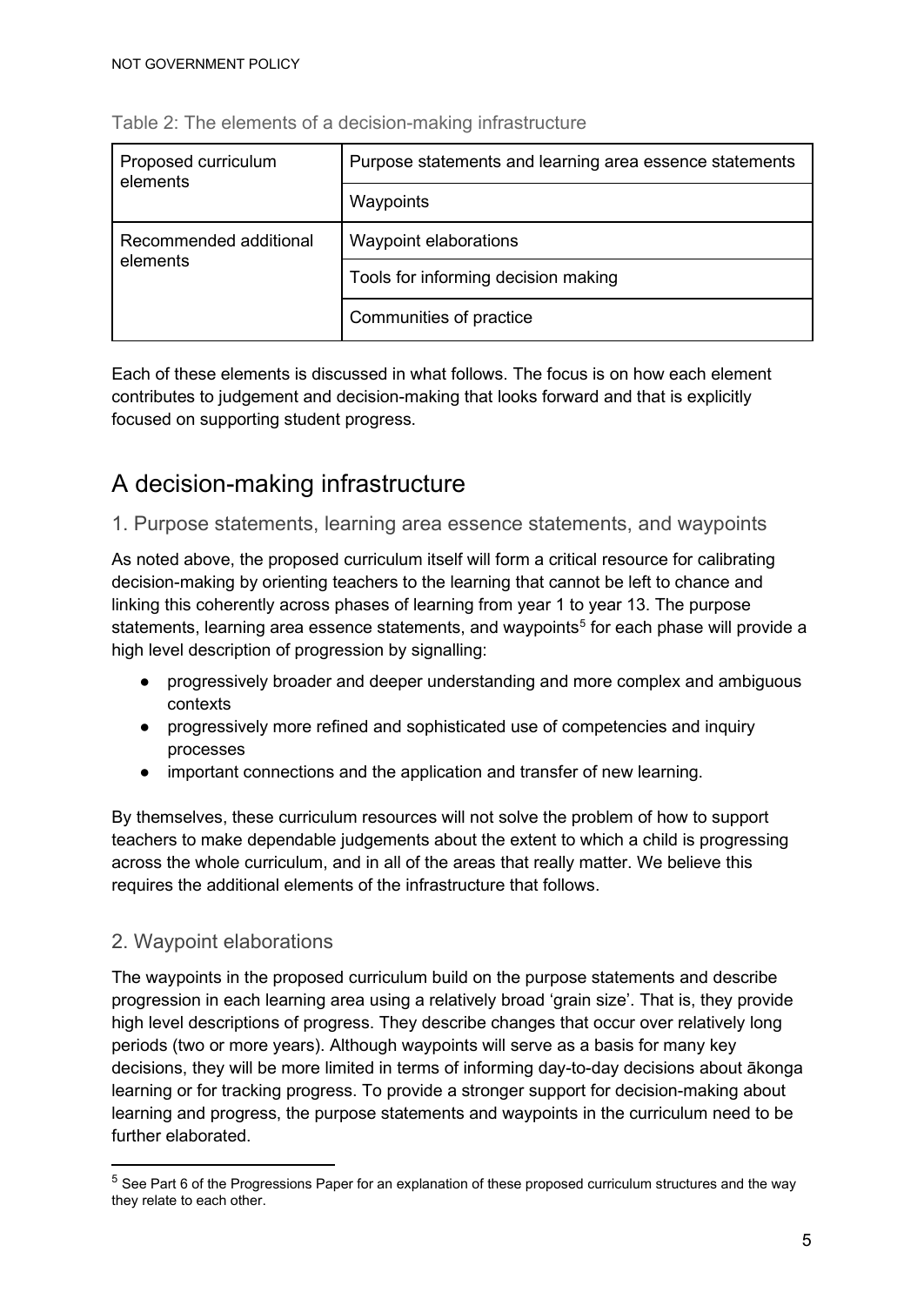Table 2: The elements of a decision-making infrastructure

| | |
|---|---|
| Proposed curriculum elements | Purpose statements and learning area essence statements |
| | Waypoints |
| Recommended additional elements | Waypoint elaborations |
| | Tools for informing decision making |
| | Communities of practice |

Each of these elements is discussed in what follows. The focus is on how each element contributes to judgement and decision-making that looks forward and that is explicitly focused on supporting student progress.

# A decision-making infrastructure

## 1. Purpose statements, learning area essence statements, and waypoints

As noted above, the proposed curriculum itself will form a critical resource for calibrating decision-making by orienting teachers to the learning that cannot be left to chance and linking this coherently across phases of learning from year 1 to year 13. The purpose statements, learning area essence statements, and waypoints[5] for each phase will provide a high level description of progression by signalling:

- progressively broader and deeper understanding and more complex and ambiguous contexts
- progressively more refined and sophisticated use of competencies and inquiry processes
- important connections and the application and transfer of new learning.

By themselves, these curriculum resources will not solve the problem of how to support teachers to make dependable judgements about the extent to which a child is progressing across the whole curriculum, and in all of the areas that really matter. We believe this requires the additional elements of the infrastructure that follows.

## 2. Waypoint elaborations

The waypoints in the proposed curriculum build on the purpose statements and describe progression in each learning area using a relatively broad 'grain size'. That is, they provide high level descriptions of progress. They describe changes that occur over relatively long periods (two or more years). Although waypoints will serve as a basis for many key decisions, they will be more limited in terms of informing day-to-day decisions about ākonga learning or for tracking progress. To provide a stronger support for decision-making about learning and progress, the purpose statements and waypoints in the curriculum need to be further elaborated.

[5] See Part 6 of the Progressions Paper for an explanation of these proposed curriculum structures and the way they relate to each other.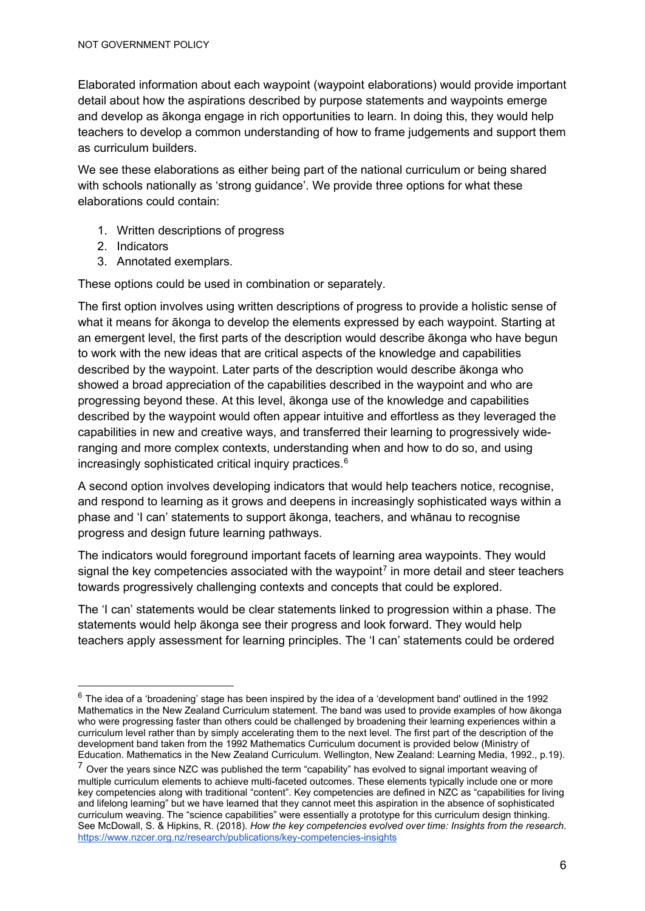Elaborated information about each waypoint (waypoint elaborations) would provide important detail about how the aspirations described by purpose statements and waypoints emerge and develop as ākonga engage in rich opportunities to learn. In doing this, they would help teachers to develop a common understanding of how to frame judgements and support them as curriculum builders.

We see these elaborations as either being part of the national curriculum or being shared with schools nationally as 'strong guidance'. We provide three options for what these elaborations could contain:

1. Written descriptions of progress
2. Indicators
3. Annotated exemplars.

These options could be used in combination or separately.

The first option involves using written descriptions of progress to provide a holistic sense of what it means for ākonga to develop the elements expressed by each waypoint. Starting at an emergent level, the first parts of the description would describe ākonga who have begun to work with the new ideas that are critical aspects of the knowledge and capabilities described by the waypoint. Later parts of the description would describe ākonga who showed a broad appreciation of the capabilities described in the waypoint and who are progressing beyond these. At this level, ākonga use of the knowledge and capabilities described by the waypoint would often appear intuitive and effortless as they leveraged the capabilities in new and creative ways, and transferred their learning to progressively wide-ranging and more complex contexts, understanding when and how to do so, and using increasingly sophisticated critical inquiry practices.[6]

A second option involves developing indicators that would help teachers notice, recognise, and respond to learning as it grows and deepens in increasingly sophisticated ways within a phase and 'I can' statements to support ākonga, teachers, and whānau to recognise progress and design future learning pathways.

The indicators would foreground important facets of learning area waypoints. They would signal the key competencies associated with the waypoint[7] in more detail and steer teachers towards progressively challenging contexts and concepts that could be explored.

The 'I can' statements would be clear statements linked to progression within a phase. The statements would help ākonga see their progress and look forward. They would help teachers apply assessment for learning principles. The 'I can' statements could be ordered

---

[6] The idea of a 'broadening' stage has been inspired by the idea of a 'development band' outlined in the 1992 Mathematics in the New Zealand Curriculum statement. The band was used to provide examples of how ākonga who were progressing faster than others could be challenged by broadening their learning experiences within a curriculum level rather than by simply accelerating them to the next level. The first part of the description of the development band taken from the 1992 Mathematics Curriculum document is provided below (Ministry of Education. Mathematics in the New Zealand Curriculum. Wellington, New Zealand: Learning Media, 1992., p.19).

[7] Over the years since NZC was published the term "capability" has evolved to signal important weaving of multiple curriculum elements to achieve multi-faceted outcomes. These elements typically include one or more key competencies along with traditional "content". Key competencies are defined in NZC as "capabilities for living and lifelong learning" but we have learned that they cannot meet this aspiration in the absence of sophisticated curriculum weaving. The "science capabilities" were essentially a prototype for this curriculum design thinking. See McDowall, S. & Hipkins, R. (2018). *How the key competencies evolved over time: Insights from the research*. https://www.nzcer.org.nz/research/publications/key-competencies-insights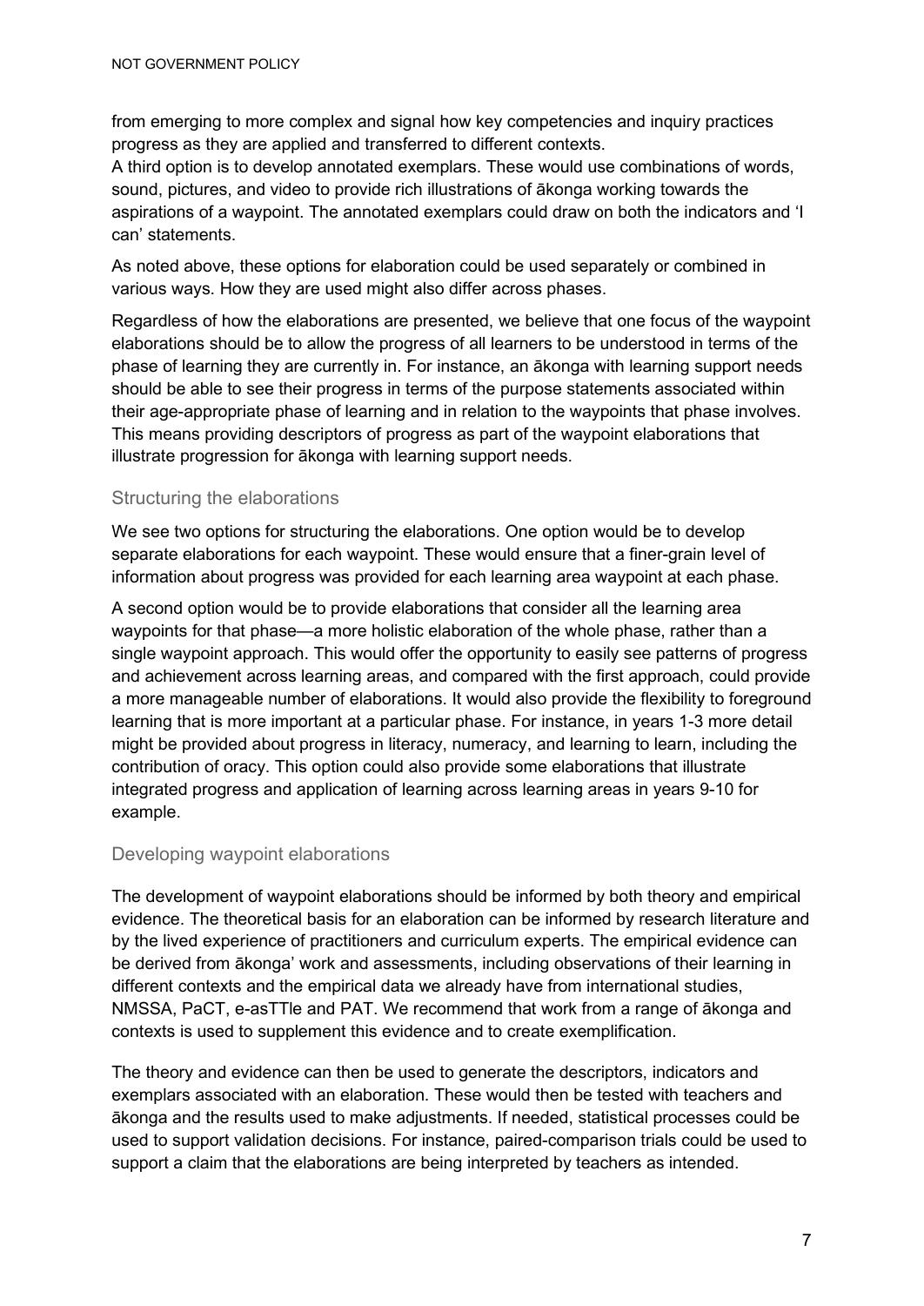from emerging to more complex and signal how key competencies and inquiry practices progress as they are applied and transferred to different contexts.

A third option is to develop annotated exemplars. These would use combinations of words, sound, pictures, and video to provide rich illustrations of ākonga working towards the aspirations of a waypoint. The annotated exemplars could draw on both the indicators and 'I can' statements.

As noted above, these options for elaboration could be used separately or combined in various ways. How they are used might also differ across phases.

Regardless of how the elaborations are presented, we believe that one focus of the waypoint elaborations should be to allow the progress of all learners to be understood in terms of the phase of learning they are currently in. For instance, an ākonga with learning support needs should be able to see their progress in terms of the purpose statements associated within their age-appropriate phase of learning and in relation to the waypoints that phase involves. This means providing descriptors of progress as part of the waypoint elaborations that illustrate progression for ākonga with learning support needs.

### Structuring the elaborations

We see two options for structuring the elaborations. One option would be to develop separate elaborations for each waypoint. These would ensure that a finer-grain level of information about progress was provided for each learning area waypoint at each phase.

A second option would be to provide elaborations that consider all the learning area waypoints for that phase—a more holistic elaboration of the whole phase, rather than a single waypoint approach. This would offer the opportunity to easily see patterns of progress and achievement across learning areas, and compared with the first approach, could provide a more manageable number of elaborations. It would also provide the flexibility to foreground learning that is more important at a particular phase. For instance, in years 1-3 more detail might be provided about progress in literacy, numeracy, and learning to learn, including the contribution of oracy. This option could also provide some elaborations that illustrate integrated progress and application of learning across learning areas in years 9-10 for example.

### Developing waypoint elaborations

The development of waypoint elaborations should be informed by both theory and empirical evidence. The theoretical basis for an elaboration can be informed by research literature and by the lived experience of practitioners and curriculum experts. The empirical evidence can be derived from ākonga' work and assessments, including observations of their learning in different contexts and the empirical data we already have from international studies, NMSSA, PaCT, e-asTTle and PAT. We recommend that work from a range of ākonga and contexts is used to supplement this evidence and to create exemplification.

The theory and evidence can then be used to generate the descriptors, indicators and exemplars associated with an elaboration. These would then be tested with teachers and ākonga and the results used to make adjustments. If needed, statistical processes could be used to support validation decisions. For instance, paired-comparison trials could be used to support a claim that the elaborations are being interpreted by teachers as intended.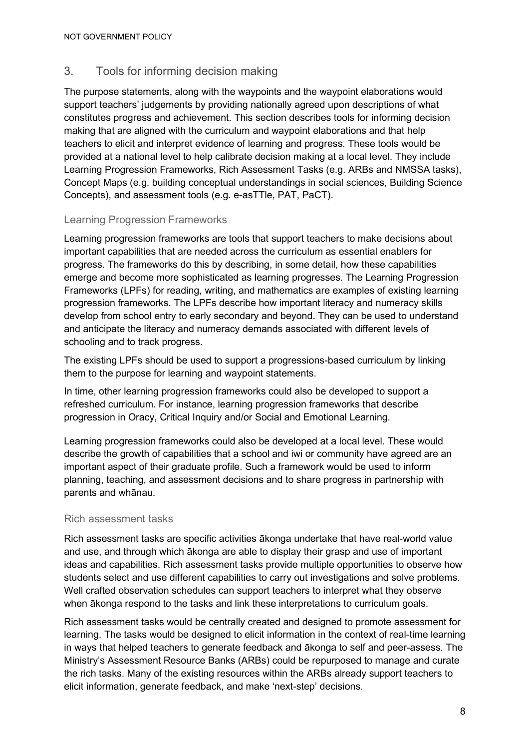## 3. Tools for informing decision making

The purpose statements, along with the waypoints and the waypoint elaborations would support teachers' judgements by providing nationally agreed upon descriptions of what constitutes progress and achievement. This section describes tools for informing decision making that are aligned with the curriculum and waypoint elaborations and that help teachers to elicit and interpret evidence of learning and progress. These tools would be provided at a national level to help calibrate decision making at a local level. They include Learning Progression Frameworks, Rich Assessment Tasks (e.g. ARBs and NMSSA tasks), Concept Maps (e.g. building conceptual understandings in social sciences, Building Science Concepts), and assessment tools (e.g. e-asTTle, PAT, PaCT).

### Learning Progression Frameworks

Learning progression frameworks are tools that support teachers to make decisions about important capabilities that are needed across the curriculum as essential enablers for progress. The frameworks do this by describing, in some detail, how these capabilities emerge and become more sophisticated as learning progresses. The Learning Progression Frameworks (LPFs) for reading, writing, and mathematics are examples of existing learning progression frameworks. The LPFs describe how important literacy and numeracy skills develop from school entry to early secondary and beyond. They can be used to understand and anticipate the literacy and numeracy demands associated with different levels of schooling and to track progress.

The existing LPFs should be used to support a progressions-based curriculum by linking them to the purpose for learning and waypoint statements.

In time, other learning progression frameworks could also be developed to support a refreshed curriculum. For instance, learning progression frameworks that describe progression in Oracy, Critical Inquiry and/or Social and Emotional Learning.

Learning progression frameworks could also be developed at a local level. These would describe the growth of capabilities that a school and iwi or community have agreed are an important aspect of their graduate profile. Such a framework would be used to inform planning, teaching, and assessment decisions and to share progress in partnership with parents and whānau.

### Rich assessment tasks

Rich assessment tasks are specific activities ākonga undertake that have real-world value and use, and through which ākonga are able to display their grasp and use of important ideas and capabilities. Rich assessment tasks provide multiple opportunities to observe how students select and use different capabilities to carry out investigations and solve problems. Well crafted observation schedules can support teachers to interpret what they observe when ākonga respond to the tasks and link these interpretations to curriculum goals.

Rich assessment tasks would be centrally created and designed to promote assessment for learning. The tasks would be designed to elicit information in the context of real-time learning in ways that helped teachers to generate feedback and ākonga to self and peer-assess. The Ministry's Assessment Resource Banks (ARBs) could be repurposed to manage and curate the rich tasks. Many of the existing resources within the ARBs already support teachers to elicit information, generate feedback, and make 'next-step' decisions.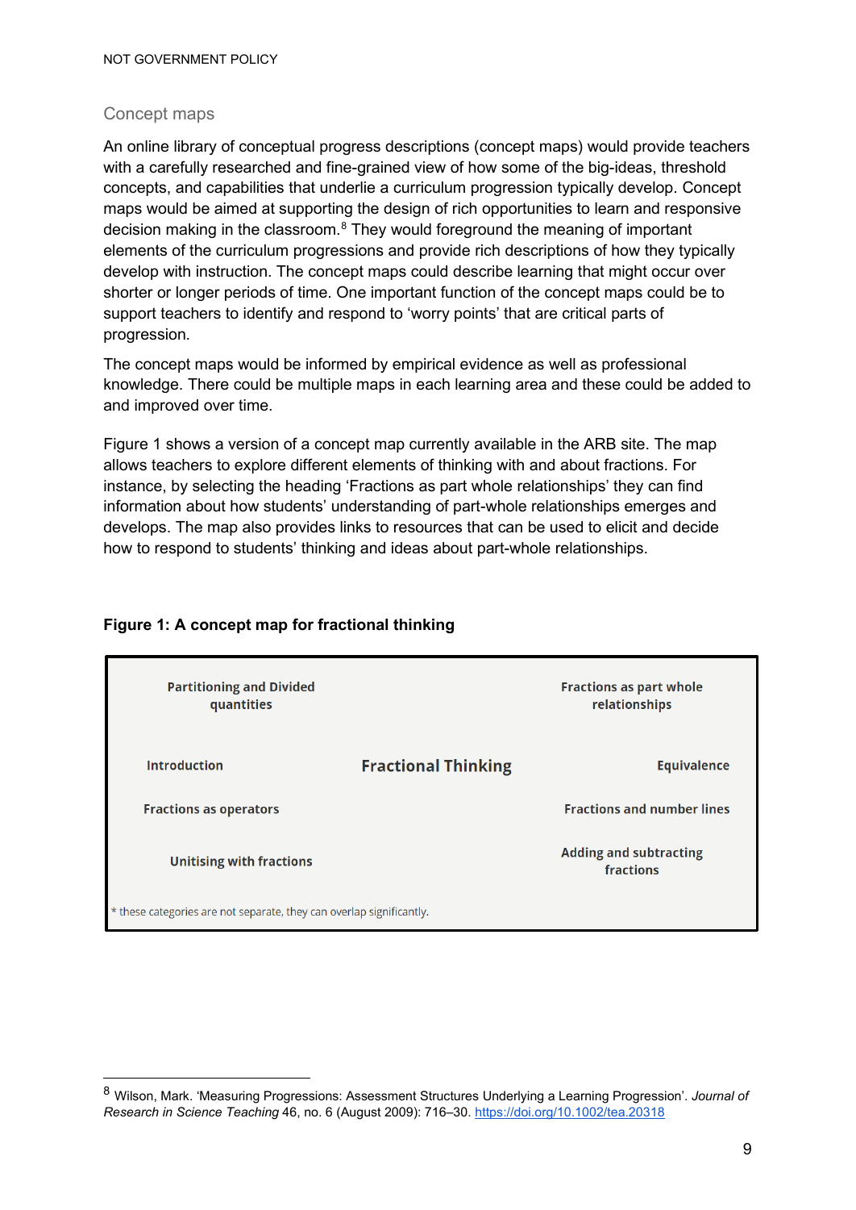## Concept maps

An online library of conceptual progress descriptions (concept maps) would provide teachers with a carefully researched and fine-grained view of how some of the big-ideas, threshold concepts, and capabilities that underlie a curriculum progression typically develop. Concept maps would be aimed at supporting the design of rich opportunities to learn and responsive decision making in the classroom.[8] They would foreground the meaning of important elements of the curriculum progressions and provide rich descriptions of how they typically develop with instruction. The concept maps could describe learning that might occur over shorter or longer periods of time. One important function of the concept maps could be to support teachers to identify and respond to 'worry points' that are critical parts of progression.

The concept maps would be informed by empirical evidence as well as professional knowledge. There could be multiple maps in each learning area and these could be added to and improved over time.

Figure 1 shows a version of a concept map currently available in the ARB site. The map allows teachers to explore different elements of thinking with and about fractions. For instance, by selecting the heading 'Fractions as part whole relationships' they can find information about how students' understanding of part-whole relationships emerges and develops. The map also provides links to resources that can be used to elicit and decide how to respond to students' thinking and ideas about part-whole relationships.

**Figure 1: A concept map for fractional thinking**

| | | |
|---|---|---|
| Partitioning and Divided quantities | | Fractions as part whole relationships |
| Introduction | **Fractional Thinking** | Equivalence |
| Fractions as operators | | Fractions and number lines |
| Unitising with fractions | | Adding and subtracting fractions |

\* these categories are not separate, they can overlap significantly.

---

[8] Wilson, Mark. 'Measuring Progressions: Assessment Structures Underlying a Learning Progression'. *Journal of Research in Science Teaching* 46, no. 6 (August 2009): 716–30. https://doi.org/10.1002/tea.20318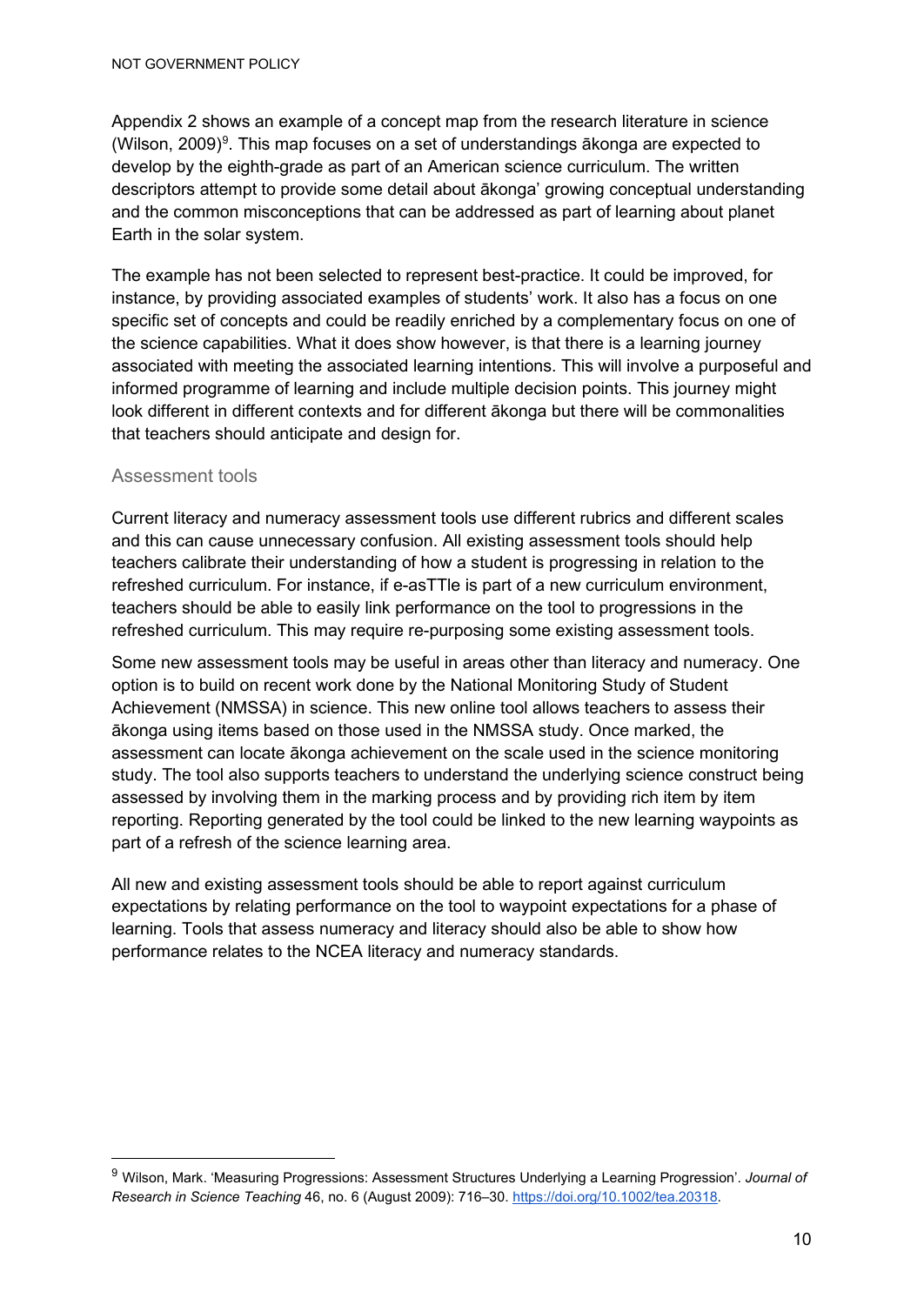Appendix 2 shows an example of a concept map from the research literature in science (Wilson, 2009)[9]. This map focuses on a set of understandings ākonga are expected to develop by the eighth-grade as part of an American science curriculum. The written descriptors attempt to provide some detail about ākonga' growing conceptual understanding and the common misconceptions that can be addressed as part of learning about planet Earth in the solar system.

The example has not been selected to represent best-practice. It could be improved, for instance, by providing associated examples of students' work. It also has a focus on one specific set of concepts and could be readily enriched by a complementary focus on one of the science capabilities. What it does show however, is that there is a learning journey associated with meeting the associated learning intentions. This will involve a purposeful and informed programme of learning and include multiple decision points. This journey might look different in different contexts and for different ākonga but there will be commonalities that teachers should anticipate and design for.

### Assessment tools

Current literacy and numeracy assessment tools use different rubrics and different scales and this can cause unnecessary confusion. All existing assessment tools should help teachers calibrate their understanding of how a student is progressing in relation to the refreshed curriculum. For instance, if e-asTTle is part of a new curriculum environment, teachers should be able to easily link performance on the tool to progressions in the refreshed curriculum. This may require re-purposing some existing assessment tools.

Some new assessment tools may be useful in areas other than literacy and numeracy. One option is to build on recent work done by the National Monitoring Study of Student Achievement (NMSSA) in science. This new online tool allows teachers to assess their ākonga using items based on those used in the NMSSA study. Once marked, the assessment can locate ākonga achievement on the scale used in the science monitoring study. The tool also supports teachers to understand the underlying science construct being assessed by involving them in the marking process and by providing rich item by item reporting. Reporting generated by the tool could be linked to the new learning waypoints as part of a refresh of the science learning area.

All new and existing assessment tools should be able to report against curriculum expectations by relating performance on the tool to waypoint expectations for a phase of learning. Tools that assess numeracy and literacy should also be able to show how performance relates to the NCEA literacy and numeracy standards.

---

[9] Wilson, Mark. 'Measuring Progressions: Assessment Structures Underlying a Learning Progression'. *Journal of Research in Science Teaching* 46, no. 6 (August 2009): 716–30. https://doi.org/10.1002/tea.20318.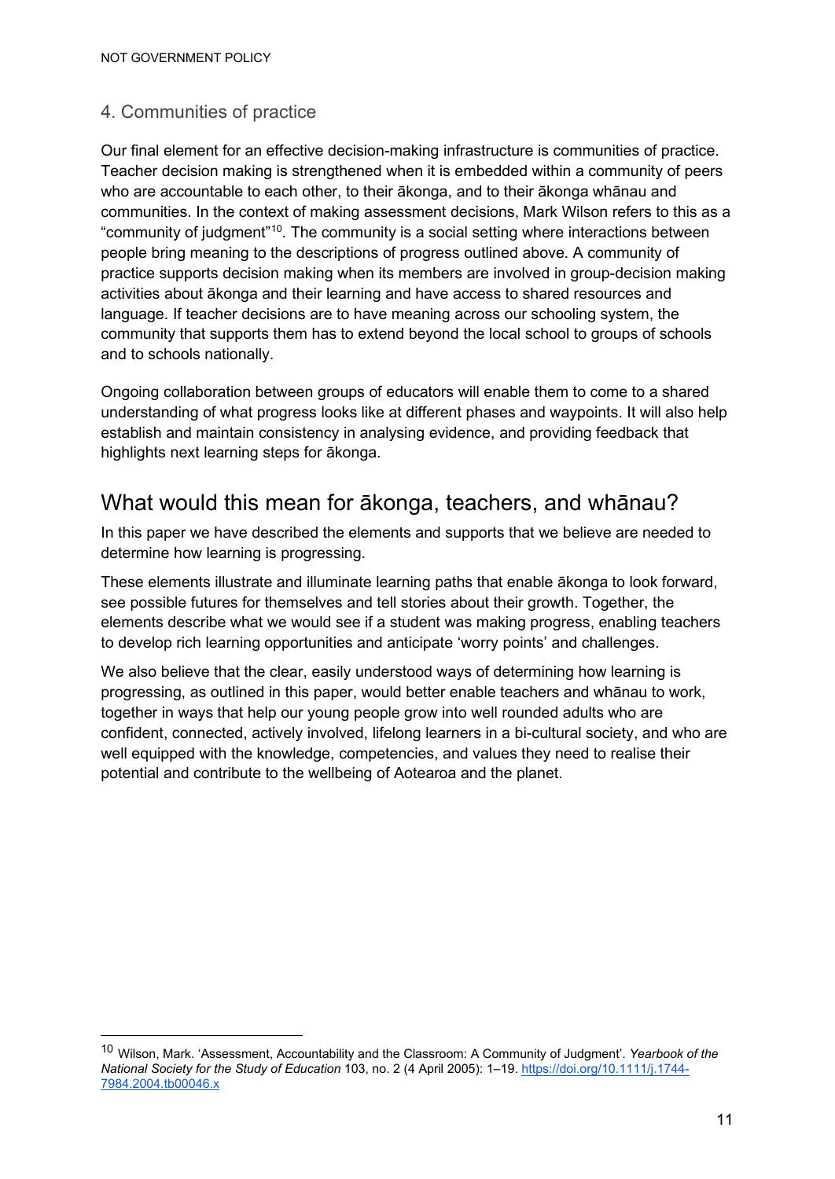### 4. Communities of practice

Our final element for an effective decision-making infrastructure is communities of practice. Teacher decision making is strengthened when it is embedded within a community of peers who are accountable to each other, to their ākonga, and to their ākonga whānau and communities. In the context of making assessment decisions, Mark Wilson refers to this as a "community of judgment"[10]. The community is a social setting where interactions between people bring meaning to the descriptions of progress outlined above. A community of practice supports decision making when its members are involved in group-decision making activities about ākonga and their learning and have access to shared resources and language. If teacher decisions are to have meaning across our schooling system, the community that supports them has to extend beyond the local school to groups of schools and to schools nationally.

Ongoing collaboration between groups of educators will enable them to come to a shared understanding of what progress looks like at different phases and waypoints. It will also help establish and maintain consistency in analysing evidence, and providing feedback that highlights next learning steps for ākonga.

## What would this mean for ākonga, teachers, and whānau?

In this paper we have described the elements and supports that we believe are needed to determine how learning is progressing.

These elements illustrate and illuminate learning paths that enable ākonga to look forward, see possible futures for themselves and tell stories about their growth. Together, the elements describe what we would see if a student was making progress, enabling teachers to develop rich learning opportunities and anticipate 'worry points' and challenges.

We also believe that the clear, easily understood ways of determining how learning is progressing, as outlined in this paper, would better enable teachers and whānau to work, together in ways that help our young people grow into well rounded adults who are confident, connected, actively involved, lifelong learners in a bi-cultural society, and who are well equipped with the knowledge, competencies, and values they need to realise their potential and contribute to the wellbeing of Aotearoa and the planet.

---

[10] Wilson, Mark. 'Assessment, Accountability and the Classroom: A Community of Judgment'. *Yearbook of the National Society for the Study of Education* 103, no. 2 (4 April 2005): 1–19. https://doi.org/10.1111/j.1744-7984.2004.tb00046.x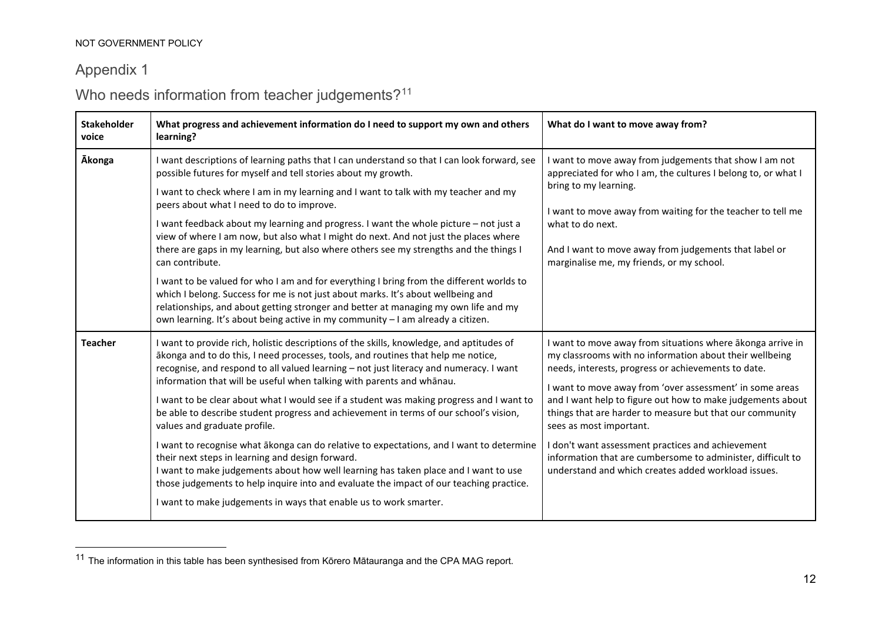NOT GOVERNMENT POLICY

## Appendix 1

## Who needs information from teacher judgements?[11]

| Stakeholder voice | What progress and achievement information do I need to support my own and others learning? | What do I want to move away from? |
|---|---|---|
| **Ākonga** | I want descriptions of learning paths that I can understand so that I can look forward, see possible futures for myself and tell stories about my growth.<br><br>I want to check where I am in my learning and I want to talk with my teacher and my peers about what I need to do to improve.<br><br>I want feedback about my learning and progress. I want the whole picture – not just a view of where I am now, but also what I might do next. And not just the places where there are gaps in my learning, but also where others see my strengths and the things I can contribute.<br><br>I want to be valued for who I am and for everything I bring from the different worlds to which I belong. Success for me is not just about marks. It's about wellbeing and relationships, and about getting stronger and better at managing my own life and my own learning. It's about being active in my community – I am already a citizen. | I want to move away from judgements that show I am not appreciated for who I am, the cultures I belong to, or what I bring to my learning.<br><br>I want to move away from waiting for the teacher to tell me what to do next.<br><br>And I want to move away from judgements that label or marginalise me, my friends, or my school. |
| **Teacher** | I want to provide rich, holistic descriptions of the skills, knowledge, and aptitudes of ākonga and to do this, I need processes, tools, and routines that help me notice, recognise, and respond to all valued learning – not just literacy and numeracy. I want information that will be useful when talking with parents and whānau.<br><br>I want to be clear about what I would see if a student was making progress and I want to be able to describe student progress and achievement in terms of our school's vision, values and graduate profile.<br><br>I want to recognise what ākonga can do relative to expectations, and I want to determine their next steps in learning and design forward.<br>I want to make judgements about how well learning has taken place and I want to use those judgements to help inquire into and evaluate the impact of our teaching practice.<br><br>I want to make judgements in ways that enable us to work smarter. | I want to move away from situations where ākonga arrive in my classrooms with no information about their wellbeing needs, interests, progress or achievements to date.<br><br>I want to move away from 'over assessment' in some areas and I want help to figure out how to make judgements about things that are harder to measure but that our community sees as most important.<br><br>I don't want assessment practices and achievement information that are cumbersome to administer, difficult to understand and which creates added workload issues. |

[11] The information in this table has been synthesised from Kōrero Mātauranga and the CPA MAG report.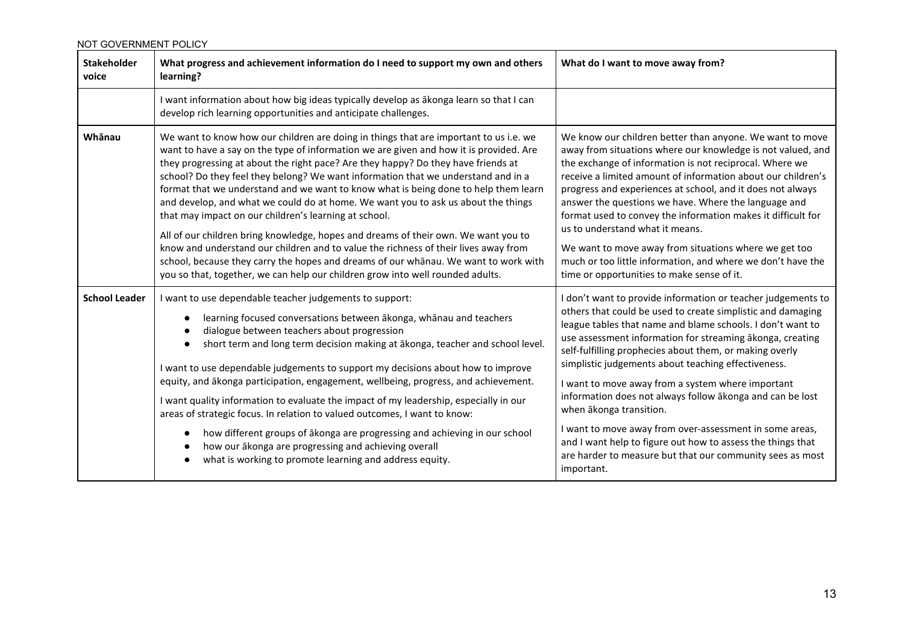NOT GOVERNMENT POLICY

| Stakeholder voice | What progress and achievement information do I need to support my own and others learning? | What do I want to move away from? |
| --- | --- | --- |
| | I want information about how big ideas typically develop as ākonga learn so that I can develop rich learning opportunities and anticipate challenges. | |
| Whānau | We want to know how our children are doing in things that are important to us i.e. we want to have a say on the type of information we are given and how it is provided. Are they progressing at about the right pace? Are they happy? Do they have friends at school? Do they feel they belong? We want information that we understand and in a format that we understand and we want to know what is being done to help them learn and develop, and what we could do at home. We want you to ask us about the things that may impact on our children's learning at school.<br><br>All of our children bring knowledge, hopes and dreams of their own. We want you to know and understand our children and to value the richness of their lives away from school, because they carry the hopes and dreams of our whānau. We want to work with you so that, together, we can help our children grow into well rounded adults. | We know our children better than anyone. We want to move away from situations where our knowledge is not valued, and the exchange of information is not reciprocal. Where we receive a limited amount of information about our children's progress and experiences at school, and it does not always answer the questions we have. Where the language and format used to convey the information makes it difficult for us to understand what it means.<br><br>We want to move away from situations where we get too much or too little information, and where we don't have the time or opportunities to make sense of it. |
| School Leader | I want to use dependable teacher judgements to support:<br>• learning focused conversations between ākonga, whānau and teachers<br>• dialogue between teachers about progression<br>• short term and long term decision making at ākonga, teacher and school level.<br><br>I want to use dependable judgements to support my decisions about how to improve equity, and ākonga participation, engagement, wellbeing, progress, and achievement.<br><br>I want quality information to evaluate the impact of my leadership, especially in our areas of strategic focus. In relation to valued outcomes, I want to know:<br>• how different groups of ākonga are progressing and achieving in our school<br>• how our ākonga are progressing and achieving overall<br>• what is working to promote learning and address equity. | I don't want to provide information or teacher judgements to others that could be used to create simplistic and damaging league tables that name and blame schools. I don't want to use assessment information for streaming ākonga, creating self-fulfilling prophecies about them, or making overly simplistic judgements about teaching effectiveness.<br><br>I want to move away from a system where important information does not always follow ākonga and can be lost when ākonga transition.<br><br>I want to move away from over-assessment in some areas, and I want help to figure out how to assess the things that are harder to measure but that our community sees as most important. |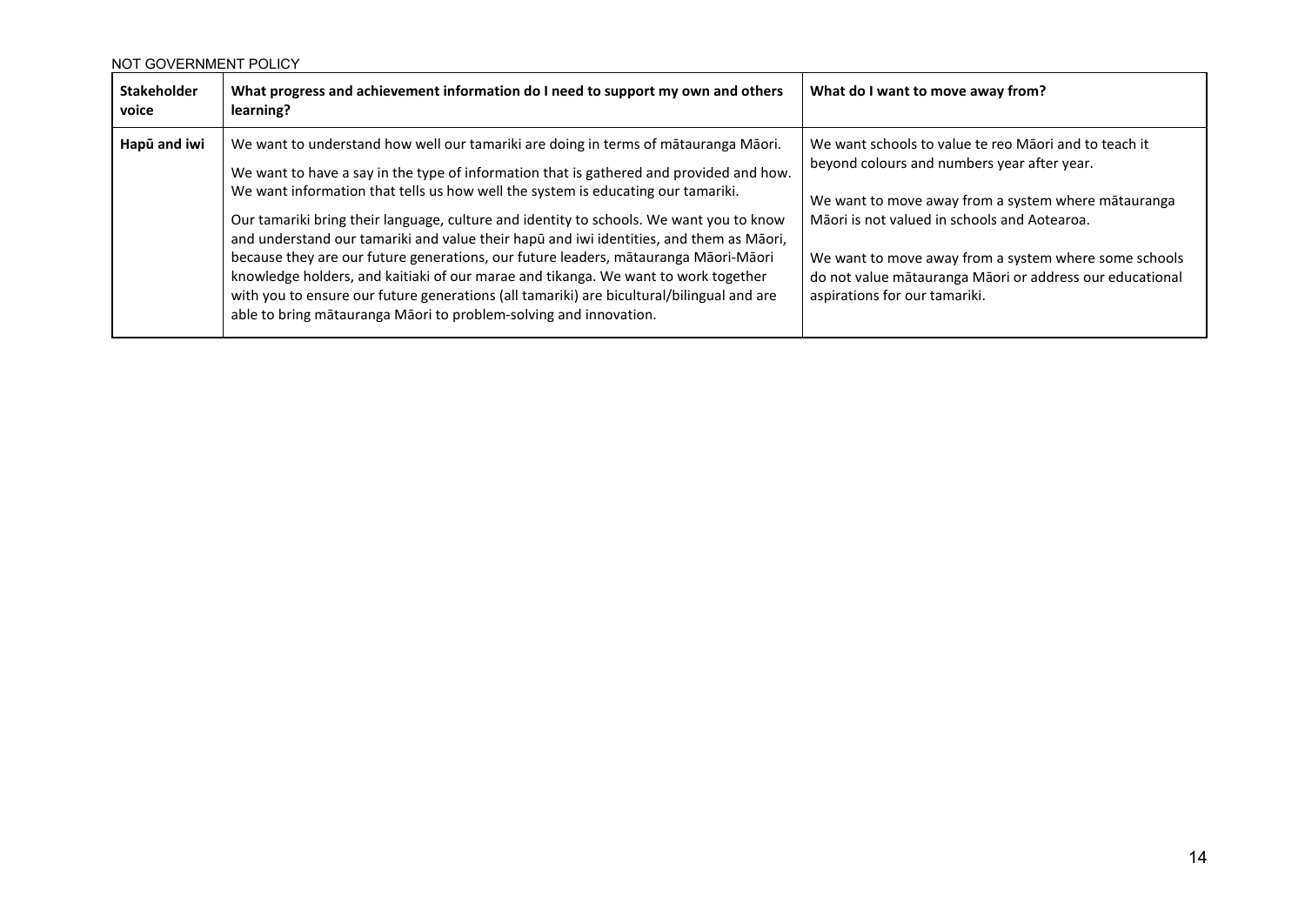| Stakeholder voice | What progress and achievement information do I need to support my own and others learning? | What do I want to move away from? |
|---|---|---|
| Hapū and iwi | We want to understand how well our tamariki are doing in terms of mātauranga Māori.<br><br>We want to have a say in the type of information that is gathered and provided and how. We want information that tells us how well the system is educating our tamariki.<br><br>Our tamariki bring their language, culture and identity to schools. We want you to know and understand our tamariki and value their hapū and iwi identities, and them as Māori, because they are our future generations, our future leaders, mātauranga Māori-Māori knowledge holders, and kaitiaki of our marae and tikanga. We want to work together with you to ensure our future generations (all tamariki) are bicultural/bilingual and are able to bring mātauranga Māori to problem-solving and innovation. | We want schools to value te reo Māori and to teach it beyond colours and numbers year after year.<br><br>We want to move away from a system where mātauranga Māori is not valued in schools and Aotearoa.<br><br>We want to move away from a system where some schools do not value mātauranga Māori or address our educational aspirations for our tamariki. |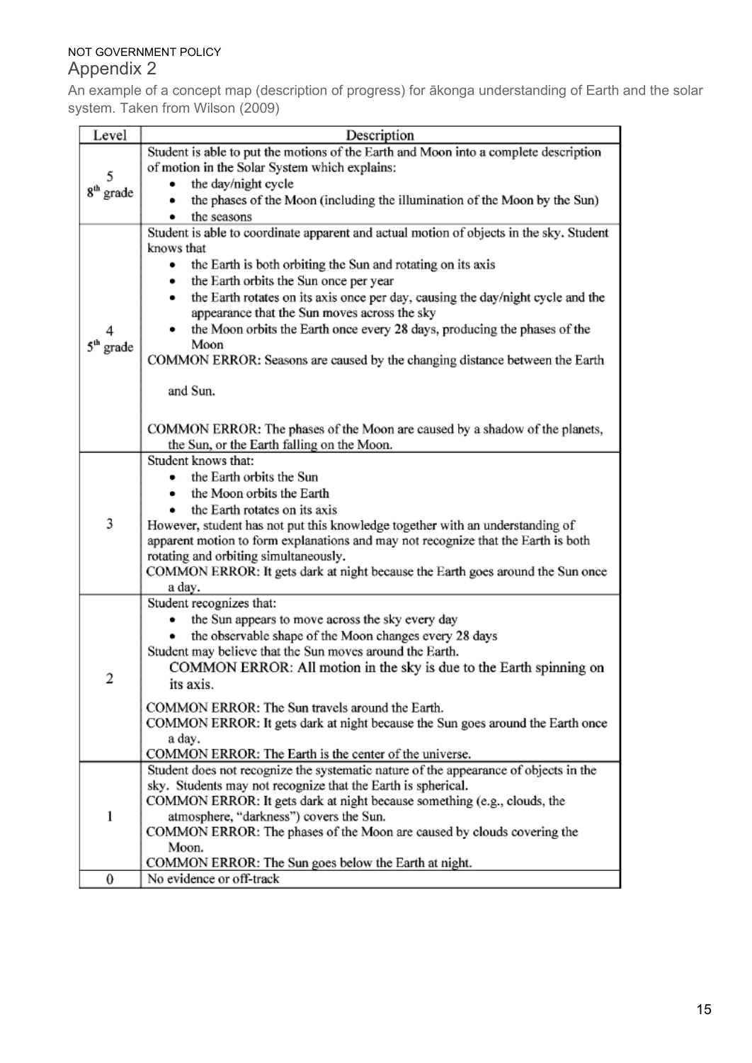NOT GOVERNMENT POLICY

# Appendix 2

An example of a concept map (description of progress) for ākonga understanding of Earth and the solar system. Taken from Wilson (2009)

| Level | Description |
|---|---|
| 5<br>8th grade | Student is able to put the motions of the Earth and Moon into a complete description of motion in the Solar System which explains:<br>• the day/night cycle<br>• the phases of the Moon (including the illumination of the Moon by the Sun)<br>• the seasons |
| 4<br>5th grade | Student is able to coordinate apparent and actual motion of objects in the sky. Student knows that<br>• the Earth is both orbiting the Sun and rotating on its axis<br>• the Earth orbits the Sun once per year<br>• the Earth rotates on its axis once per day, causing the day/night cycle and the appearance that the Sun moves across the sky<br>• the Moon orbits the Earth once every 28 days, producing the phases of the Moon<br>COMMON ERROR: Seasons are caused by the changing distance between the Earth and Sun.<br>COMMON ERROR: The phases of the Moon are caused by a shadow of the planets, the Sun, or the Earth falling on the Moon. |
| 3 | Student knows that:<br>• the Earth orbits the Sun<br>• the Moon orbits the Earth<br>• the Earth rotates on its axis<br>However, student has not put this knowledge together with an understanding of apparent motion to form explanations and may not recognize that the Earth is both rotating and orbiting simultaneously.<br>COMMON ERROR: It gets dark at night because the Earth goes around the Sun once a day. |
| 2 | Student recognizes that:<br>• the Sun appears to move across the sky every day<br>• the observable shape of the Moon changes every 28 days<br>Student may believe that the Sun moves around the Earth.<br>COMMON ERROR: All motion in the sky is due to the Earth spinning on its axis.<br>COMMON ERROR: The Sun travels around the Earth.<br>COMMON ERROR: It gets dark at night because the Sun goes around the Earth once a day.<br>COMMON ERROR: The Earth is the center of the universe. |
| 1 | Student does not recognize the systematic nature of the appearance of objects in the sky. Students may not recognize that the Earth is spherical.<br>COMMON ERROR: It gets dark at night because something (e.g., clouds, the atmosphere, "darkness") covers the Sun.<br>COMMON ERROR: The phases of the Moon are caused by clouds covering the Moon.<br>COMMON ERROR: The Sun goes below the Earth at night. |
| 0 | No evidence or off-track |